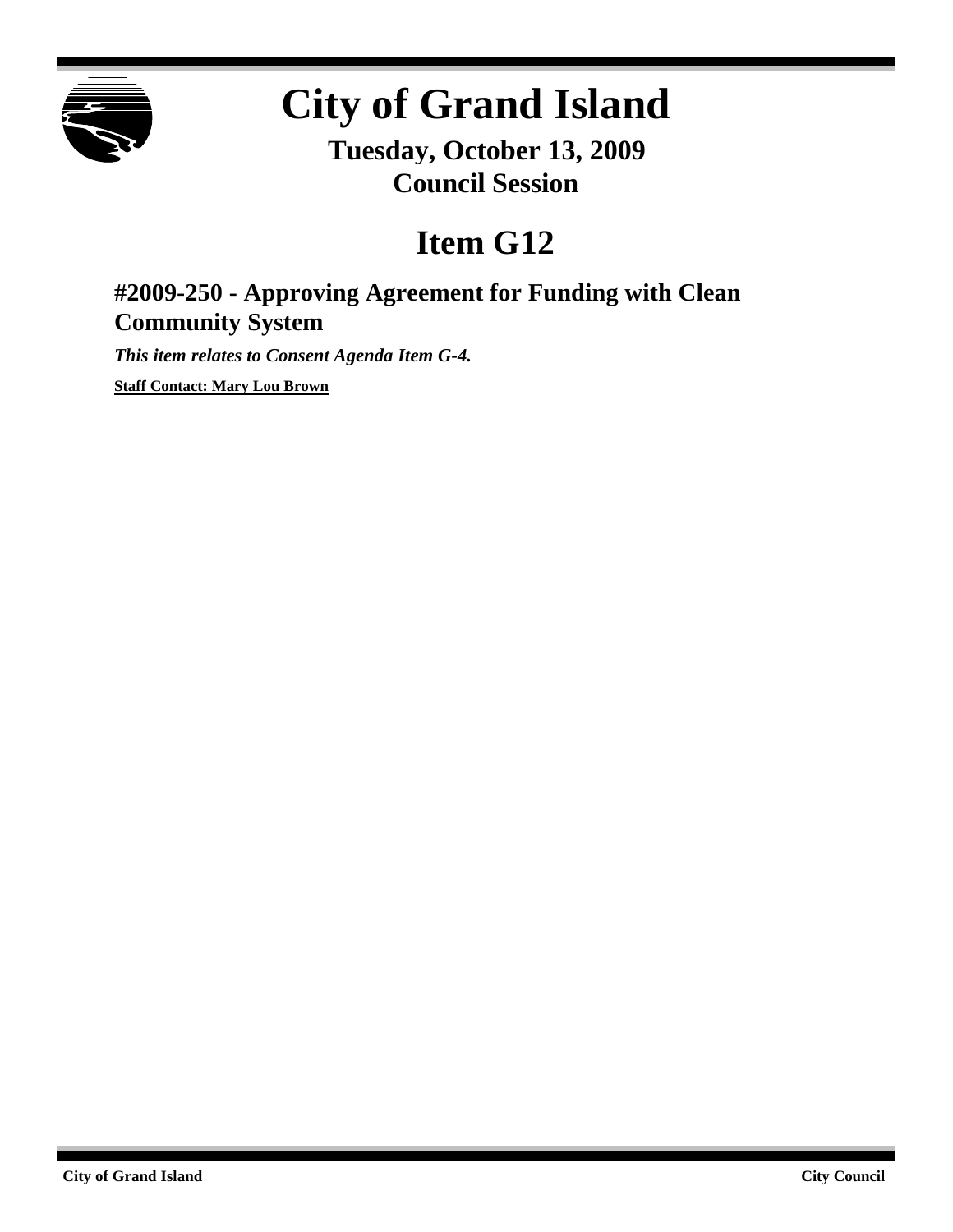# City of Grand Island

**Tuesday, October 13, 2009**
**Council Session**

# Item G12

## #2009-250 - Approving Agreement for Funding with Clean Community System

***This item relates to Consent Agenda Item G-4.***

**Staff Contact: Mary Lou Brown**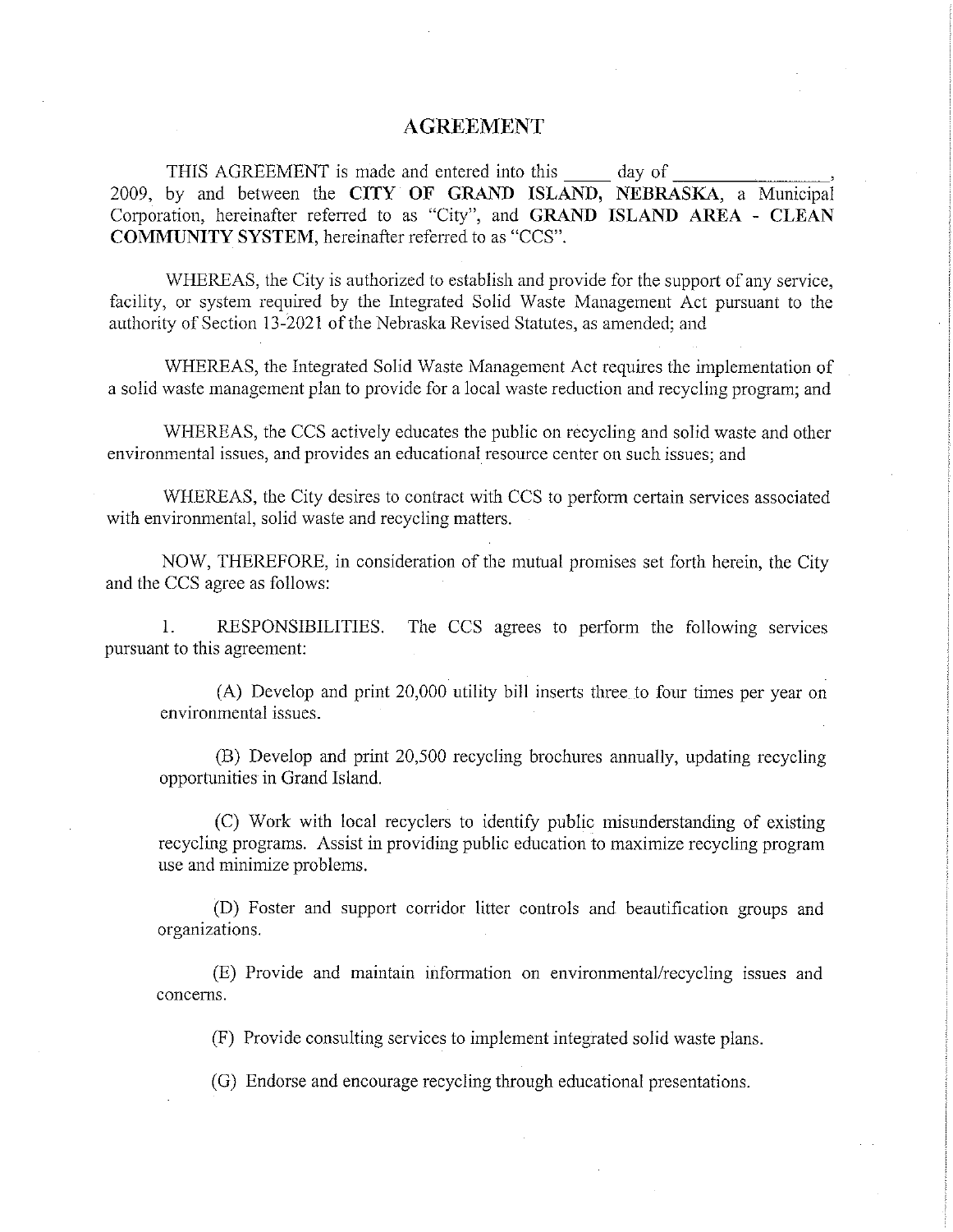# AGREEMENT

THIS AGREEMENT is made and entered into this _____ day of ________________, 2009, by and between the **CITY OF GRAND ISLAND, NEBRASKA,** a Municipal Corporation, hereinafter referred to as "City", and **GRAND ISLAND AREA - CLEAN COMMUNITY SYSTEM,** hereinafter referred to as "CCS".

WHEREAS, the City is authorized to establish and provide for the support of any service, facility, or system required by the Integrated Solid Waste Management Act pursuant to the authority of Section 13-2021 of the Nebraska Revised Statutes, as amended; and

WHEREAS, the Integrated Solid Waste Management Act requires the implementation of a solid waste management plan to provide for a local waste reduction and recycling program; and

WHEREAS, the CCS actively educates the public on recycling and solid waste and other environmental issues, and provides an educational resource center on such issues; and

WHEREAS, the City desires to contract with CCS to perform certain services associated with environmental, solid waste and recycling matters.

NOW, THEREFORE, in consideration of the mutual promises set forth herein, the City and the CCS agree as follows:

1. RESPONSIBILITIES. The CCS agrees to perform the following services pursuant to this agreement:

(A) Develop and print 20,000 utility bill inserts three to four times per year on environmental issues.

(B) Develop and print 20,500 recycling brochures annually, updating recycling opportunities in Grand Island.

(C) Work with local recyclers to identify public misunderstanding of existing recycling programs. Assist in providing public education to maximize recycling program use and minimize problems.

(D) Foster and support corridor litter controls and beautification groups and organizations.

(E) Provide and maintain information on environmental/recycling issues and concerns.

(F) Provide consulting services to implement integrated solid waste plans.

(G) Endorse and encourage recycling through educational presentations.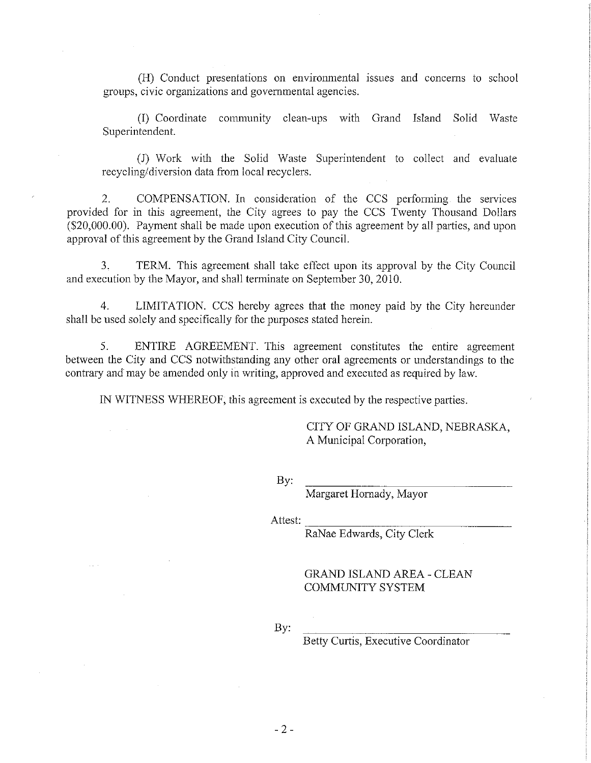(H) Conduct presentations on environmental issues and concerns to school groups, civic organizations and governmental agencies.

(I) Coordinate community clean-ups with Grand Island Solid Waste Superintendent.

(J) Work with the Solid Waste Superintendent to collect and evaluate recycling/diversion data from local recyclers.

2. COMPENSATION. In consideration of the CCS performing the services provided for in this agreement, the City agrees to pay the CCS Twenty Thousand Dollars ($20,000.00). Payment shall be made upon execution of this agreement by all parties, and upon approval of this agreement by the Grand Island City Council.

3. TERM. This agreement shall take effect upon its approval by the City Council and execution by the Mayor, and shall terminate on September 30, 2010.

4. LIMITATION. CCS hereby agrees that the money paid by the City hereunder shall be used solely and specifically for the purposes stated herein.

5. ENTIRE AGREEMENT. This agreement constitutes the entire agreement between the City and CCS notwithstanding any other oral agreements or understandings to the contrary and may be amended only in writing, approved and executed as required by law.

IN WITNESS WHEREOF, this agreement is executed by the respective parties.

CITY OF GRAND ISLAND, NEBRASKA,
A Municipal Corporation,

By: ______________________________
Margaret Hornady, Mayor

Attest: ______________________________
RaNae Edwards, City Clerk

GRAND ISLAND AREA - CLEAN COMMUNITY SYSTEM

By: ______________________________
Betty Curtis, Executive Coordinator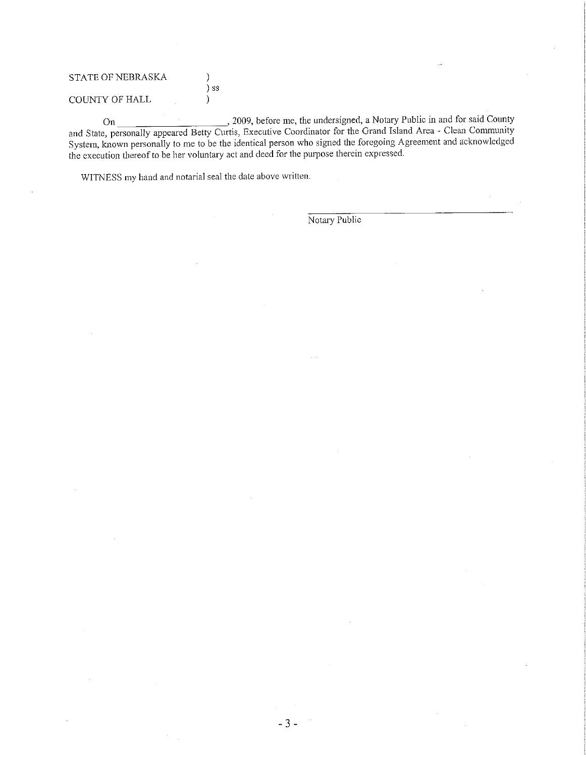STATE OF NEBRASKA )
) ss
COUNTY OF HALL )

On ____________________, 2009, before me, the undersigned, a Notary Public in and for said County and State, personally appeared Betty Curtis, Executive Coordinator for the Grand Island Area - Clean Community System, known personally to me to be the identical person who signed the foregoing Agreement and acknowledged the execution thereof to be her voluntary act and deed for the purpose therein expressed.

WITNESS my hand and notarial seal the date above written.

______________________________
Notary Public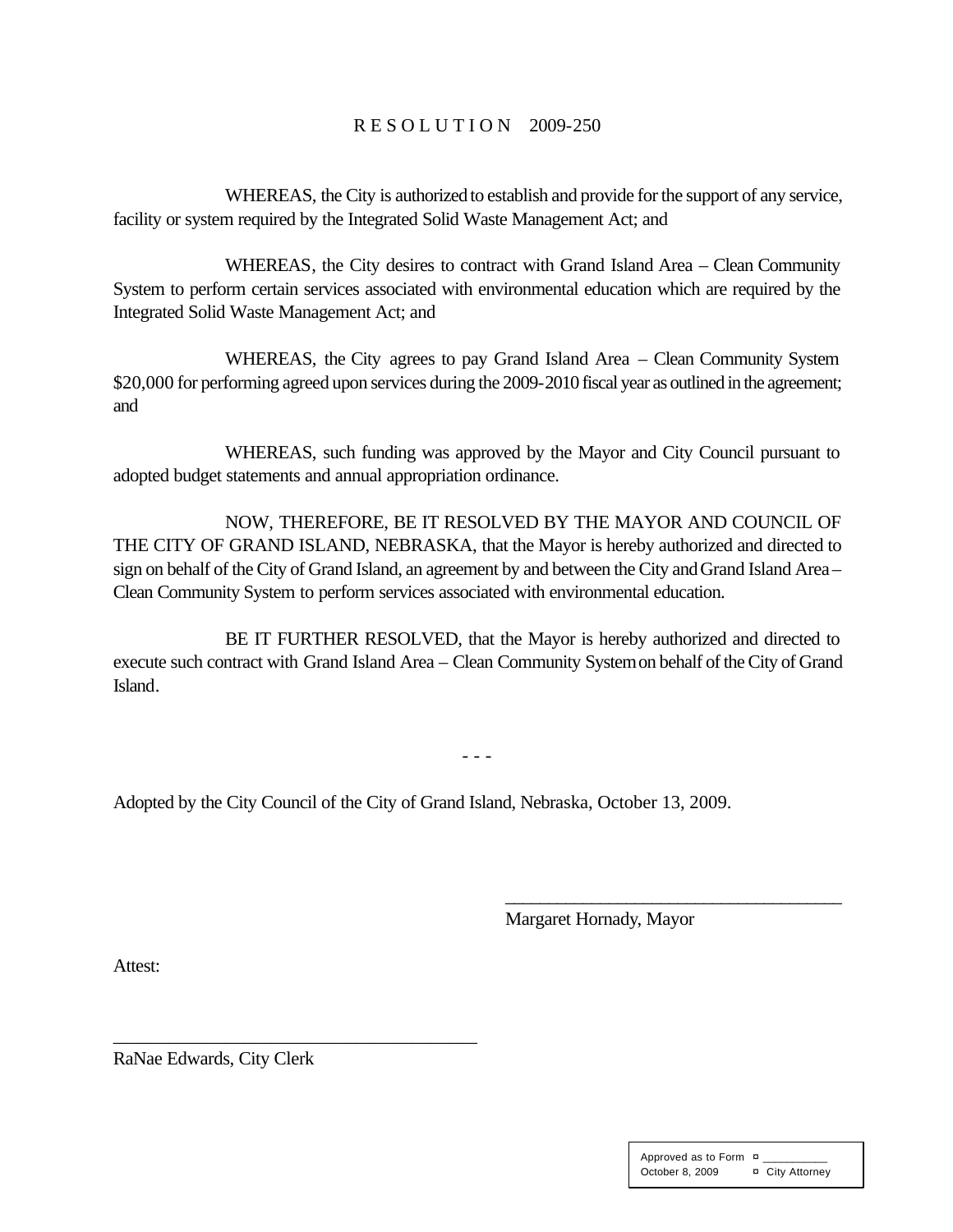# R E S O L U T I O N 2009-250

WHEREAS, the City is authorized to establish and provide for the support of any service, facility or system required by the Integrated Solid Waste Management Act; and

WHEREAS, the City desires to contract with Grand Island Area – Clean Community System to perform certain services associated with environmental education which are required by the Integrated Solid Waste Management Act; and

WHEREAS, the City agrees to pay Grand Island Area – Clean Community System $20,000 for performing agreed upon services during the 2009-2010 fiscal year as outlined in the agreement; and

WHEREAS, such funding was approved by the Mayor and City Council pursuant to adopted budget statements and annual appropriation ordinance.

NOW, THEREFORE, BE IT RESOLVED BY THE MAYOR AND COUNCIL OF THE CITY OF GRAND ISLAND, NEBRASKA, that the Mayor is hereby authorized and directed to sign on behalf of the City of Grand Island, an agreement by and between the City and Grand Island Area – Clean Community System to perform services associated with environmental education.

BE IT FURTHER RESOLVED, that the Mayor is hereby authorized and directed to execute such contract with Grand Island Area – Clean Community System on behalf of the City of Grand Island.

- - -

Adopted by the City Council of the City of Grand Island, Nebraska, October 13, 2009.

_____________________________________
Margaret Hornady, Mayor

Attest:

_______________________________________
RaNae Edwards, City Clerk

Approved as to Form ¤ __________
October 8, 2009 ¤ City Attorney